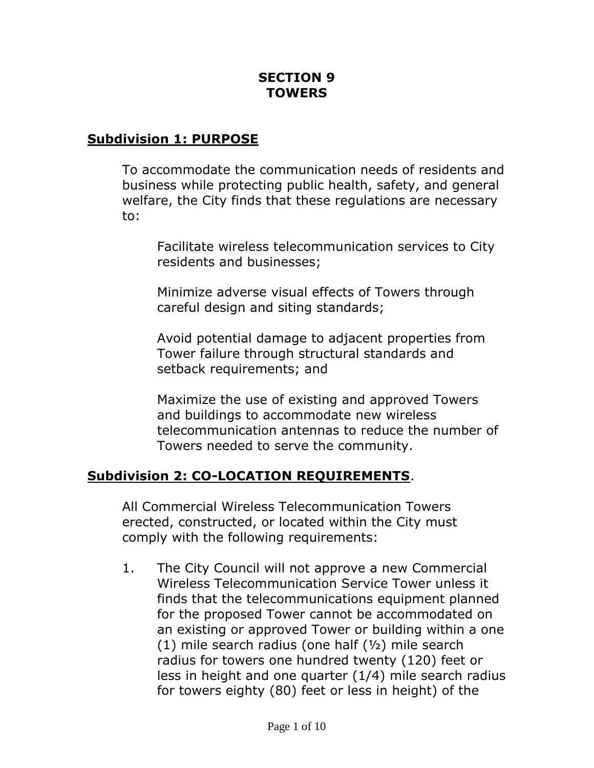# SECTION 9
# TOWERS

## Subdivision 1: PURPOSE

To accommodate the communication needs of residents and business while protecting public health, safety, and general welfare, the City finds that these regulations are necessary to:

Facilitate wireless telecommunication services to City residents and businesses;

Minimize adverse visual effects of Towers through careful design and siting standards;

Avoid potential damage to adjacent properties from Tower failure through structural standards and setback requirements; and

Maximize the use of existing and approved Towers and buildings to accommodate new wireless telecommunication antennas to reduce the number of Towers needed to serve the community.

## Subdivision 2: CO-LOCATION REQUIREMENTS.

All Commercial Wireless Telecommunication Towers erected, constructed, or located within the City must comply with the following requirements:

1. The City Council will not approve a new Commercial Wireless Telecommunication Service Tower unless it finds that the telecommunications equipment planned for the proposed Tower cannot be accommodated on an existing or approved Tower or building within a one (1) mile search radius (one half (½) mile search radius for towers one hundred twenty (120) feet or less in height and one quarter (1/4) mile search radius for towers eighty (80) feet or less in height) of the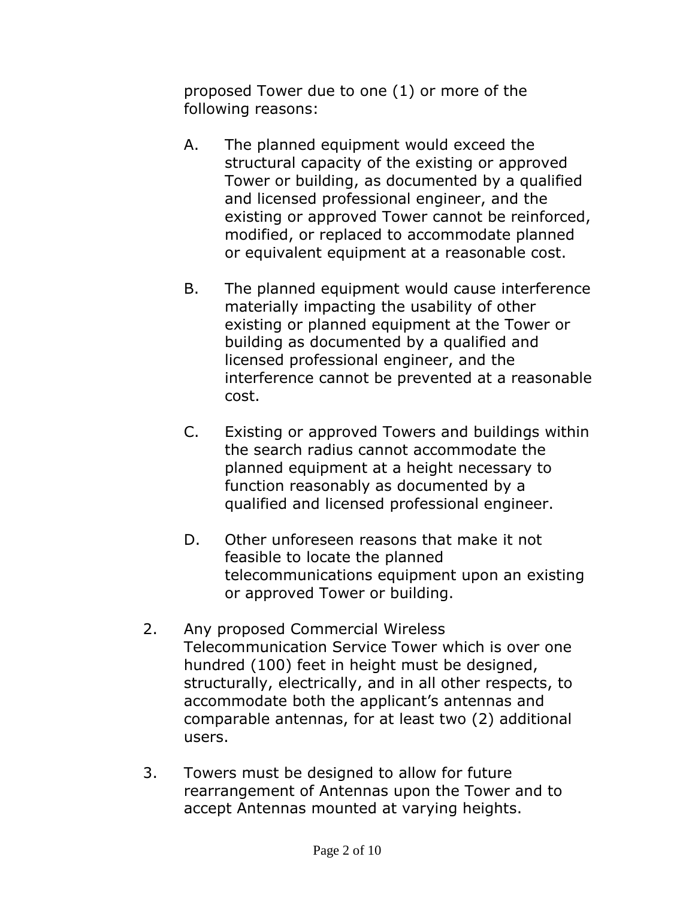proposed Tower due to one (1) or more of the following reasons:

   A. The planned equipment would exceed the structural capacity of the existing or approved Tower or building, as documented by a qualified and licensed professional engineer, and the existing or approved Tower cannot be reinforced, modified, or replaced to accommodate planned or equivalent equipment at a reasonable cost.

   B. The planned equipment would cause interference materially impacting the usability of other existing or planned equipment at the Tower or building as documented by a qualified and licensed professional engineer, and the interference cannot be prevented at a reasonable cost.

   C. Existing or approved Towers and buildings within the search radius cannot accommodate the planned equipment at a height necessary to function reasonably as documented by a qualified and licensed professional engineer.

   D. Other unforeseen reasons that make it not feasible to locate the planned telecommunications equipment upon an existing or approved Tower or building.

2. Any proposed Commercial Wireless Telecommunication Service Tower which is over one hundred (100) feet in height must be designed, structurally, electrically, and in all other respects, to accommodate both the applicant's antennas and comparable antennas, for at least two (2) additional users.

3. Towers must be designed to allow for future rearrangement of Antennas upon the Tower and to accept Antennas mounted at varying heights.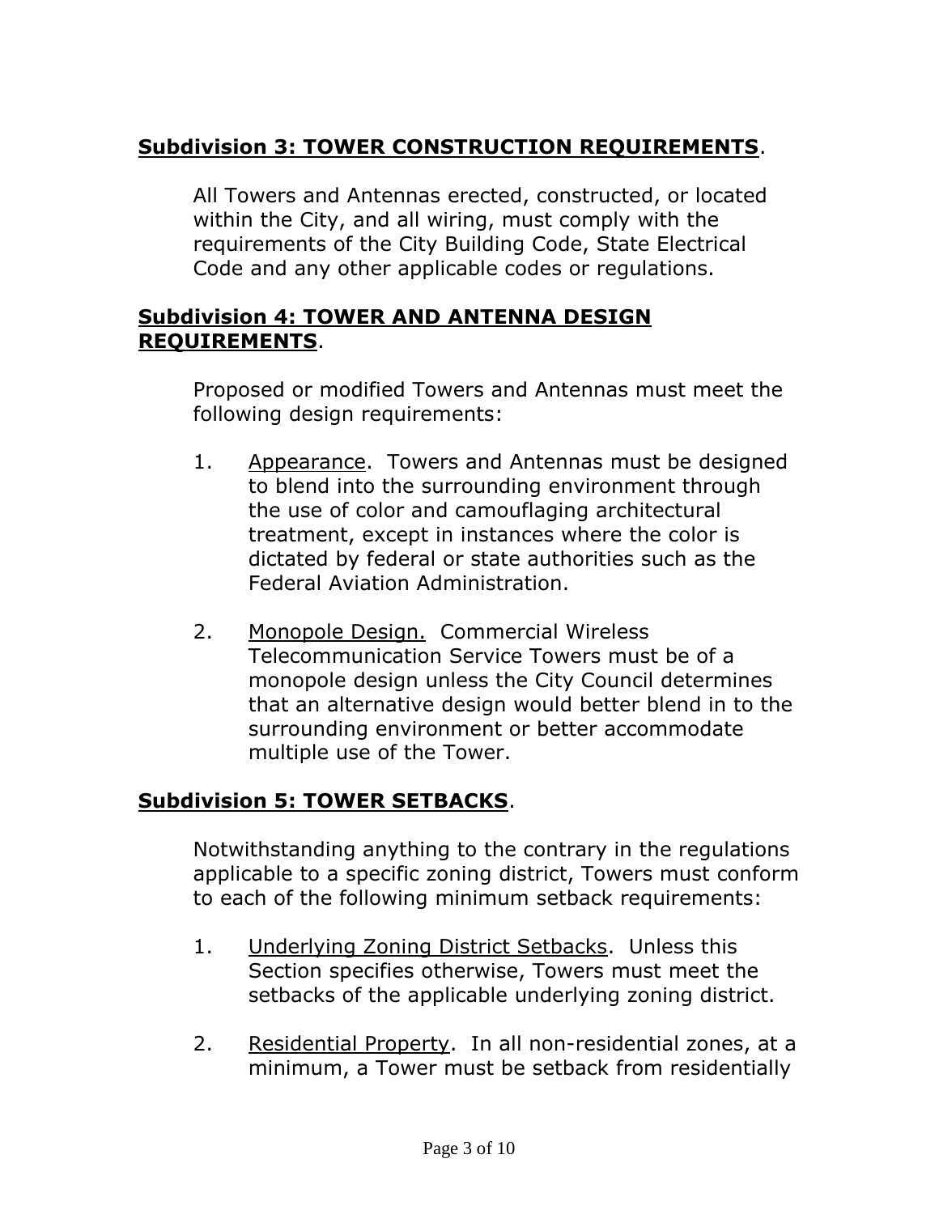**Subdivision 3: TOWER CONSTRUCTION REQUIREMENTS**.

All Towers and Antennas erected, constructed, or located within the City, and all wiring, must comply with the requirements of the City Building Code, State Electrical Code and any other applicable codes or regulations.

**Subdivision 4: TOWER AND ANTENNA DESIGN REQUIREMENTS**.

Proposed or modified Towers and Antennas must meet the following design requirements:

1. Appearance. Towers and Antennas must be designed to blend into the surrounding environment through the use of color and camouflaging architectural treatment, except in instances where the color is dictated by federal or state authorities such as the Federal Aviation Administration.

2. Monopole Design. Commercial Wireless Telecommunication Service Towers must be of a monopole design unless the City Council determines that an alternative design would better blend in to the surrounding environment or better accommodate multiple use of the Tower.

**Subdivision 5: TOWER SETBACKS**.

Notwithstanding anything to the contrary in the regulations applicable to a specific zoning district, Towers must conform to each of the following minimum setback requirements:

1. Underlying Zoning District Setbacks. Unless this Section specifies otherwise, Towers must meet the setbacks of the applicable underlying zoning district.

2. Residential Property. In all non-residential zones, at a minimum, a Tower must be setback from residentially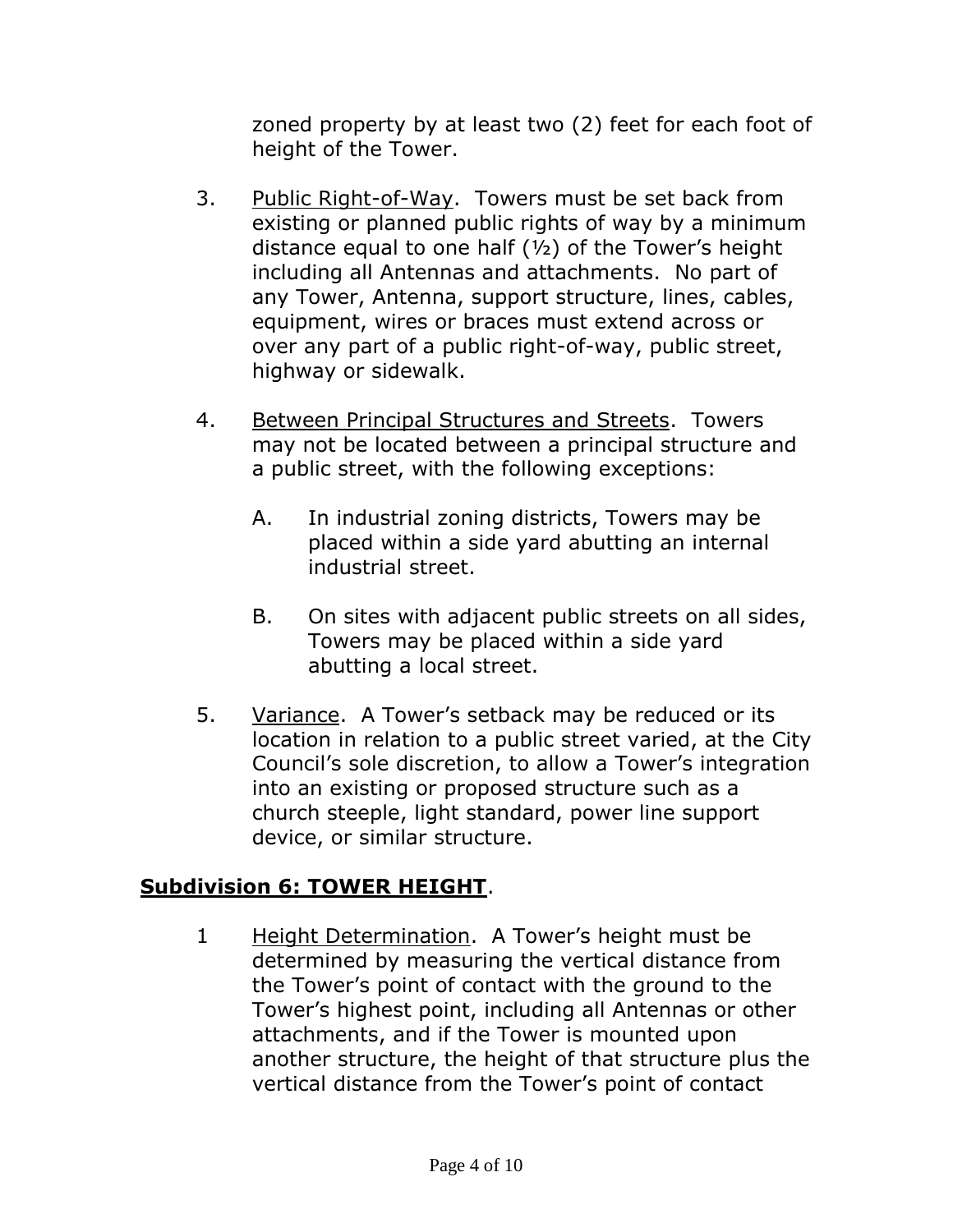zoned property by at least two (2) feet for each foot of height of the Tower.

3. Public Right-of-Way. Towers must be set back from existing or planned public rights of way by a minimum distance equal to one half (½) of the Tower's height including all Antennas and attachments. No part of any Tower, Antenna, support structure, lines, cables, equipment, wires or braces must extend across or over any part of a public right-of-way, public street, highway or sidewalk.

4. Between Principal Structures and Streets. Towers may not be located between a principal structure and a public street, with the following exceptions:

   A. In industrial zoning districts, Towers may be placed within a side yard abutting an internal industrial street.

   B. On sites with adjacent public streets on all sides, Towers may be placed within a side yard abutting a local street.

5. Variance. A Tower's setback may be reduced or its location in relation to a public street varied, at the City Council's sole discretion, to allow a Tower's integration into an existing or proposed structure such as a church steeple, light standard, power line support device, or similar structure.

## Subdivision 6: TOWER HEIGHT.

1 Height Determination. A Tower's height must be determined by measuring the vertical distance from the Tower's point of contact with the ground to the Tower's highest point, including all Antennas or other attachments, and if the Tower is mounted upon another structure, the height of that structure plus the vertical distance from the Tower's point of contact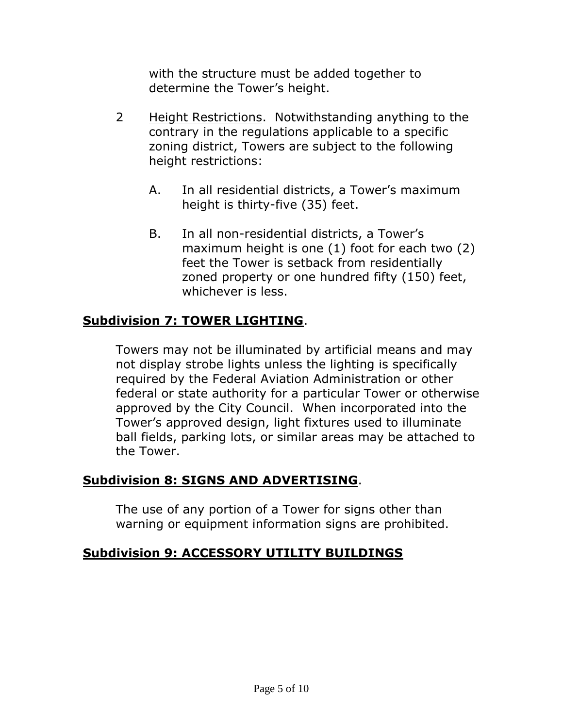with the structure must be added together to determine the Tower's height.

2 Height Restrictions. Notwithstanding anything to the contrary in the regulations applicable to a specific zoning district, Towers are subject to the following height restrictions:

A. In all residential districts, a Tower's maximum height is thirty-five (35) feet.

B. In all non-residential districts, a Tower's maximum height is one (1) foot for each two (2) feet the Tower is setback from residentially zoned property or one hundred fifty (150) feet, whichever is less.

## **Subdivision 7: TOWER LIGHTING**.

Towers may not be illuminated by artificial means and may not display strobe lights unless the lighting is specifically required by the Federal Aviation Administration or other federal or state authority for a particular Tower or otherwise approved by the City Council. When incorporated into the Tower's approved design, light fixtures used to illuminate ball fields, parking lots, or similar areas may be attached to the Tower.

## **Subdivision 8: SIGNS AND ADVERTISING**.

The use of any portion of a Tower for signs other than warning or equipment information signs are prohibited.

## **Subdivision 9: ACCESSORY UTILITY BUILDINGS**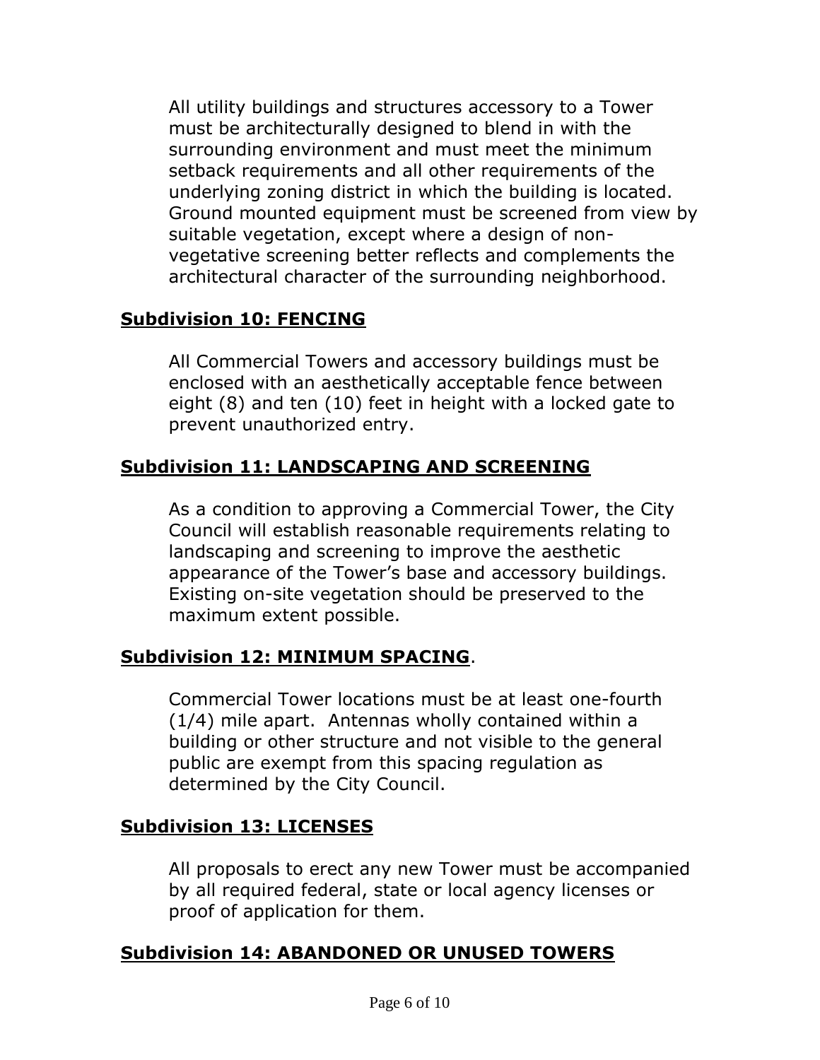All utility buildings and structures accessory to a Tower must be architecturally designed to blend in with the surrounding environment and must meet the minimum setback requirements and all other requirements of the underlying zoning district in which the building is located. Ground mounted equipment must be screened from view by suitable vegetation, except where a design of non-vegetative screening better reflects and complements the architectural character of the surrounding neighborhood.

## **Subdivision 10: FENCING**

All Commercial Towers and accessory buildings must be enclosed with an aesthetically acceptable fence between eight (8) and ten (10) feet in height with a locked gate to prevent unauthorized entry.

## **Subdivision 11: LANDSCAPING AND SCREENING**

As a condition to approving a Commercial Tower, the City Council will establish reasonable requirements relating to landscaping and screening to improve the aesthetic appearance of the Tower's base and accessory buildings. Existing on-site vegetation should be preserved to the maximum extent possible.

## **Subdivision 12: MINIMUM SPACING**.

Commercial Tower locations must be at least one-fourth (1/4) mile apart. Antennas wholly contained within a building or other structure and not visible to the general public are exempt from this spacing regulation as determined by the City Council.

## **Subdivision 13: LICENSES**

All proposals to erect any new Tower must be accompanied by all required federal, state or local agency licenses or proof of application for them.

## **Subdivision 14: ABANDONED OR UNUSED TOWERS**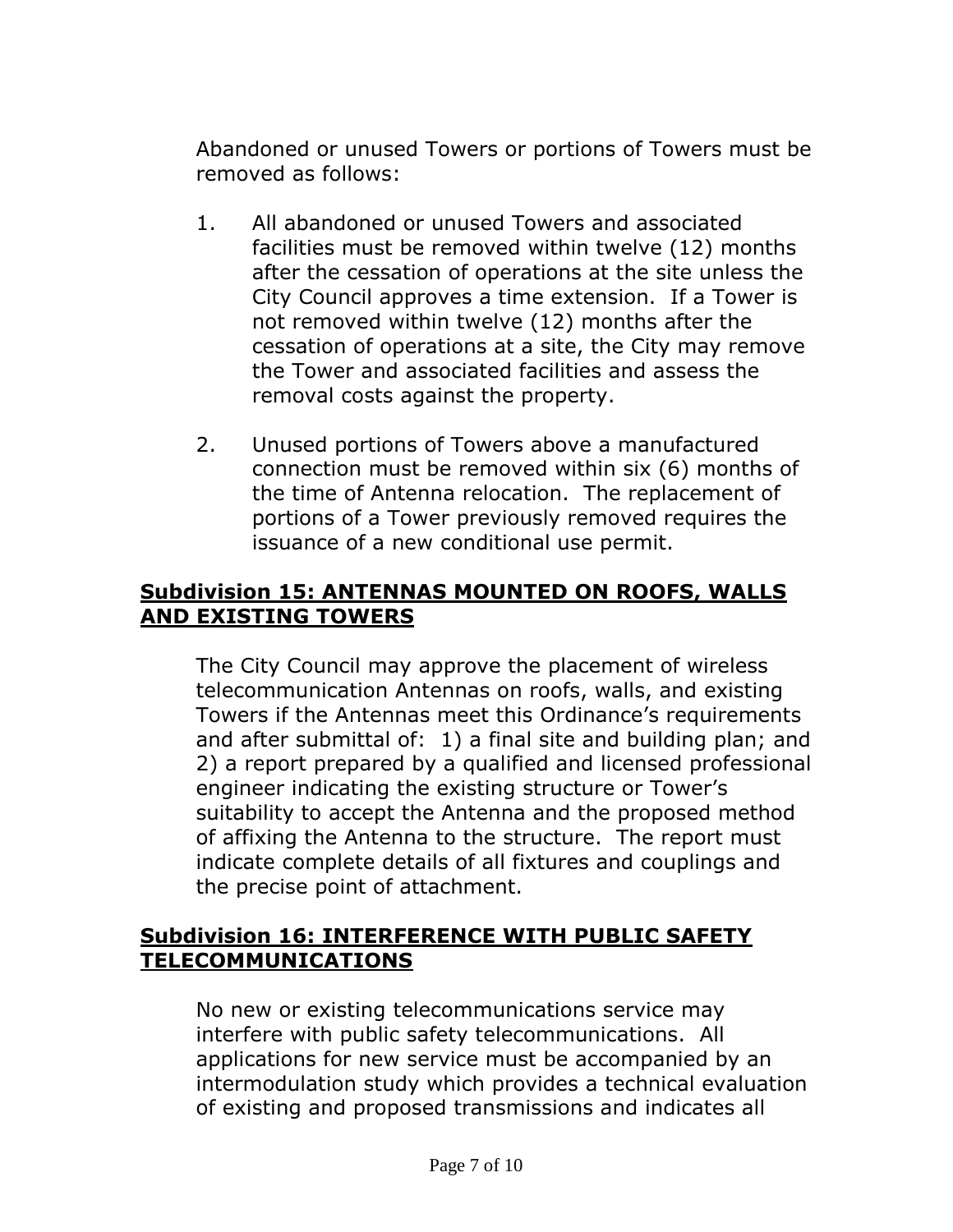Abandoned or unused Towers or portions of Towers must be removed as follows:

1. All abandoned or unused Towers and associated facilities must be removed within twelve (12) months after the cessation of operations at the site unless the City Council approves a time extension. If a Tower is not removed within twelve (12) months after the cessation of operations at a site, the City may remove the Tower and associated facilities and assess the removal costs against the property.

2. Unused portions of Towers above a manufactured connection must be removed within six (6) months of the time of Antenna relocation. The replacement of portions of a Tower previously removed requires the issuance of a new conditional use permit.

## Subdivision 15: ANTENNAS MOUNTED ON ROOFS, WALLS AND EXISTING TOWERS

The City Council may approve the placement of wireless telecommunication Antennas on roofs, walls, and existing Towers if the Antennas meet this Ordinance's requirements and after submittal of: 1) a final site and building plan; and 2) a report prepared by a qualified and licensed professional engineer indicating the existing structure or Tower's suitability to accept the Antenna and the proposed method of affixing the Antenna to the structure. The report must indicate complete details of all fixtures and couplings and the precise point of attachment.

## Subdivision 16: INTERFERENCE WITH PUBLIC SAFETY TELECOMMUNICATIONS

No new or existing telecommunications service may interfere with public safety telecommunications. All applications for new service must be accompanied by an intermodulation study which provides a technical evaluation of existing and proposed transmissions and indicates all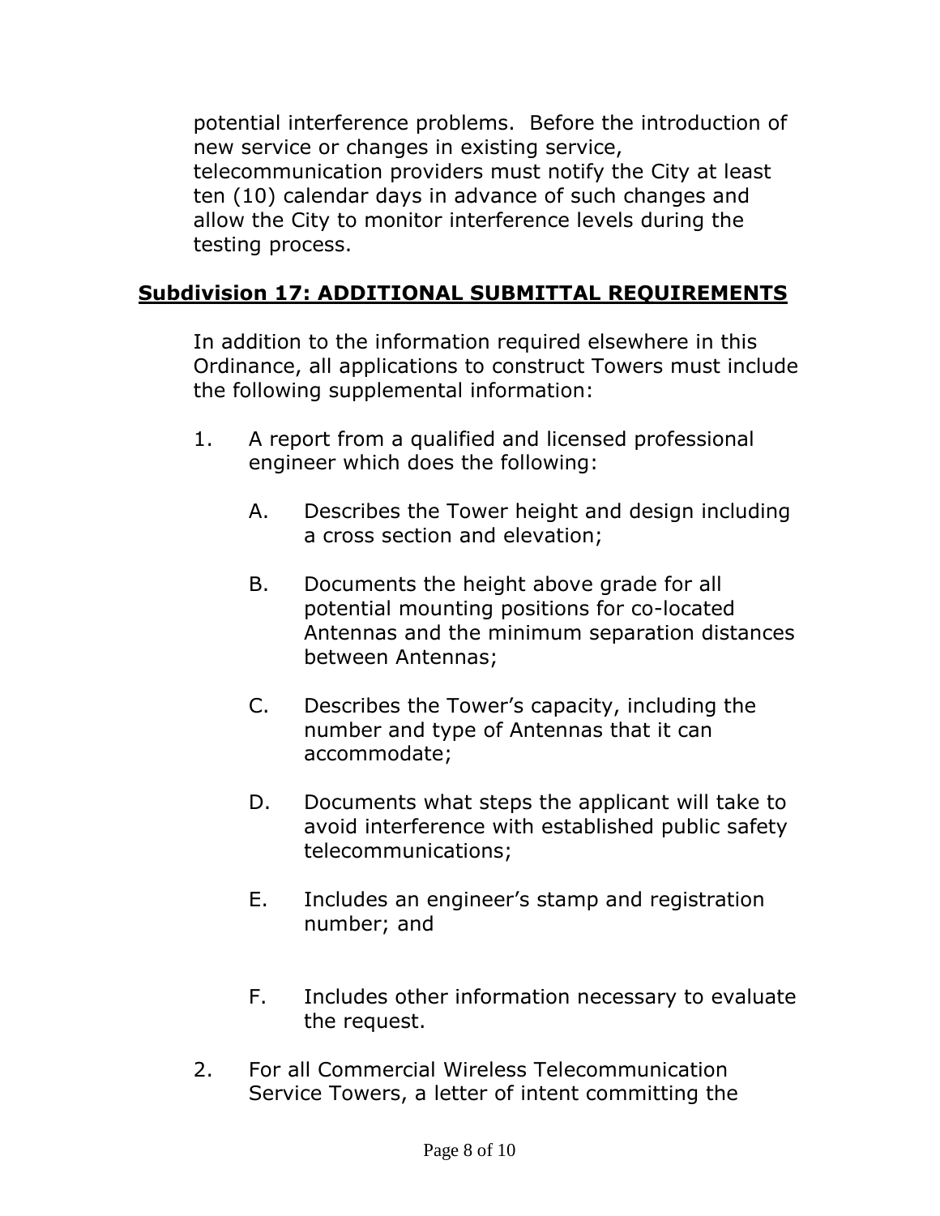potential interference problems. Before the introduction of new service or changes in existing service, telecommunication providers must notify the City at least ten (10) calendar days in advance of such changes and allow the City to monitor interference levels during the testing process.

## Subdivision 17: ADDITIONAL SUBMITTAL REQUIREMENTS

In addition to the information required elsewhere in this Ordinance, all applications to construct Towers must include the following supplemental information:

1. A report from a qualified and licensed professional engineer which does the following:

   A. Describes the Tower height and design including a cross section and elevation;

   B. Documents the height above grade for all potential mounting positions for co-located Antennas and the minimum separation distances between Antennas;

   C. Describes the Tower's capacity, including the number and type of Antennas that it can accommodate;

   D. Documents what steps the applicant will take to avoid interference with established public safety telecommunications;

   E. Includes an engineer's stamp and registration number; and

   F. Includes other information necessary to evaluate the request.

2. For all Commercial Wireless Telecommunication Service Towers, a letter of intent committing the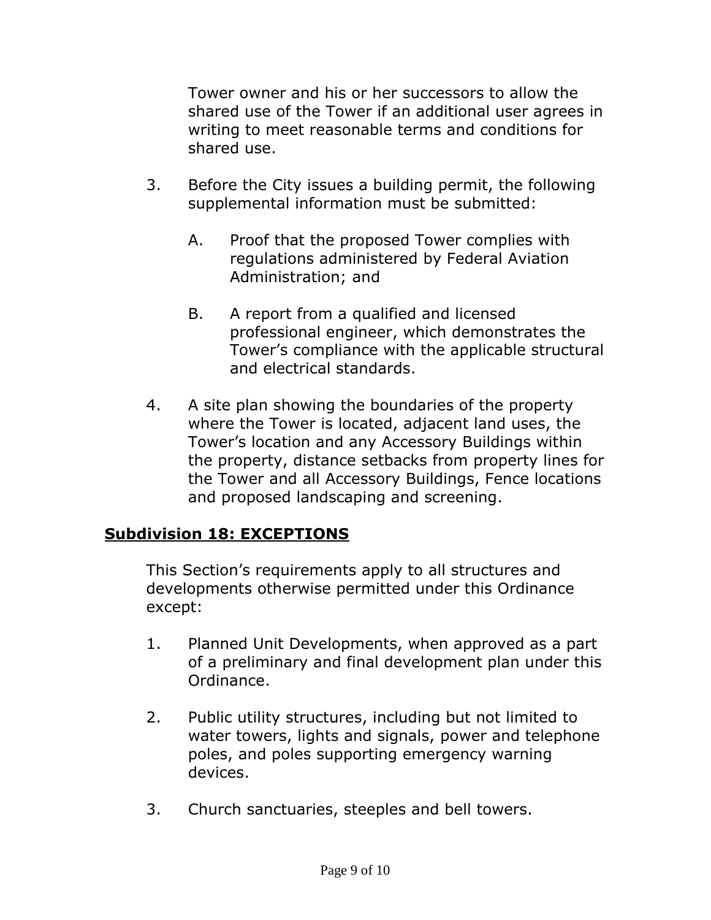Tower owner and his or her successors to allow the shared use of the Tower if an additional user agrees in writing to meet reasonable terms and conditions for shared use.

3. Before the City issues a building permit, the following supplemental information must be submitted:

   A. Proof that the proposed Tower complies with regulations administered by Federal Aviation Administration; and

   B. A report from a qualified and licensed professional engineer, which demonstrates the Tower's compliance with the applicable structural and electrical standards.

4. A site plan showing the boundaries of the property where the Tower is located, adjacent land uses, the Tower's location and any Accessory Buildings within the property, distance setbacks from property lines for the Tower and all Accessory Buildings, Fence locations and proposed landscaping and screening.

## Subdivision 18: EXCEPTIONS

This Section's requirements apply to all structures and developments otherwise permitted under this Ordinance except:

1. Planned Unit Developments, when approved as a part of a preliminary and final development plan under this Ordinance.

2. Public utility structures, including but not limited to water towers, lights and signals, power and telephone poles, and poles supporting emergency warning devices.

3. Church sanctuaries, steeples and bell towers.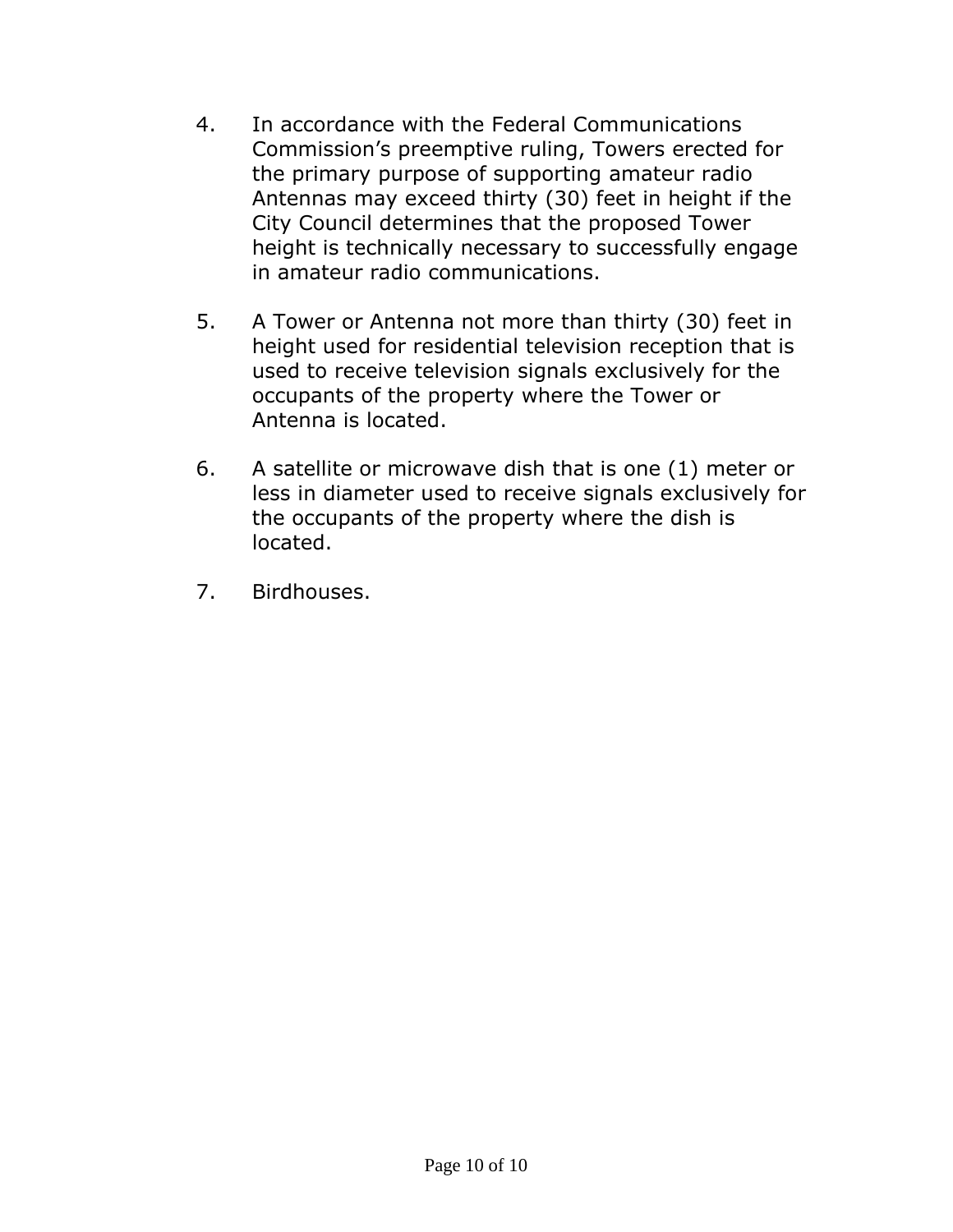4. In accordance with the Federal Communications Commission's preemptive ruling, Towers erected for the primary purpose of supporting amateur radio Antennas may exceed thirty (30) feet in height if the City Council determines that the proposed Tower height is technically necessary to successfully engage in amateur radio communications.

5. A Tower or Antenna not more than thirty (30) feet in height used for residential television reception that is used to receive television signals exclusively for the occupants of the property where the Tower or Antenna is located.

6. A satellite or microwave dish that is one (1) meter or less in diameter used to receive signals exclusively for the occupants of the property where the dish is located.

7. Birdhouses.